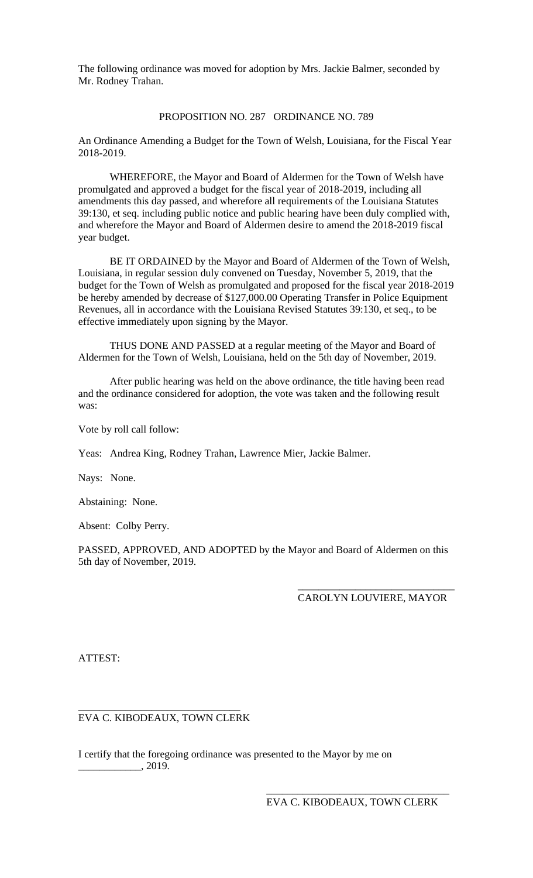The following ordinance was moved for adoption by Mrs. Jackie Balmer, seconded by Mr. Rodney Trahan.

PROPOSITION NO. 287 ORDINANCE NO. 789

An Ordinance Amending a Budget for the Town of Welsh, Louisiana, for the Fiscal Year 2018-2019.

WHEREFORE, the Mayor and Board of Aldermen for the Town of Welsh have promulgated and approved a budget for the fiscal year of 2018-2019, including all amendments this day passed, and wherefore all requirements of the Louisiana Statutes 39:130, et seq. including public notice and public hearing have been duly complied with, and wherefore the Mayor and Board of Aldermen desire to amend the 2018-2019 fiscal year budget.

BE IT ORDAINED by the Mayor and Board of Aldermen of the Town of Welsh, Louisiana, in regular session duly convened on Tuesday, November 5, 2019, that the budget for the Town of Welsh as promulgated and proposed for the fiscal year 2018-2019 be hereby amended by decrease of $127,000.00 Operating Transfer in Police Equipment Revenues, all in accordance with the Louisiana Revised Statutes 39:130, et seq., to be effective immediately upon signing by the Mayor.

THUS DONE AND PASSED at a regular meeting of the Mayor and Board of Aldermen for the Town of Welsh, Louisiana, held on the 5th day of November, 2019.

After public hearing was held on the above ordinance, the title having been read and the ordinance considered for adoption, the vote was taken and the following result was:

Vote by roll call follow:

Yeas: Andrea King, Rodney Trahan, Lawrence Mier, Jackie Balmer.

Nays: None.

Abstaining: None.

Absent: Colby Perry.

PASSED, APPROVED, AND ADOPTED by the Mayor and Board of Aldermen on this 5th day of November, 2019.

______________________________
CAROLYN LOUVIERE, MAYOR

ATTEST:

______________________________
EVA C. KIBODEAUX, TOWN CLERK

I certify that the foregoing ordinance was presented to the Mayor by me on ____________, 2019.

______________________________
EVA C. KIBODEAUX, TOWN CLERK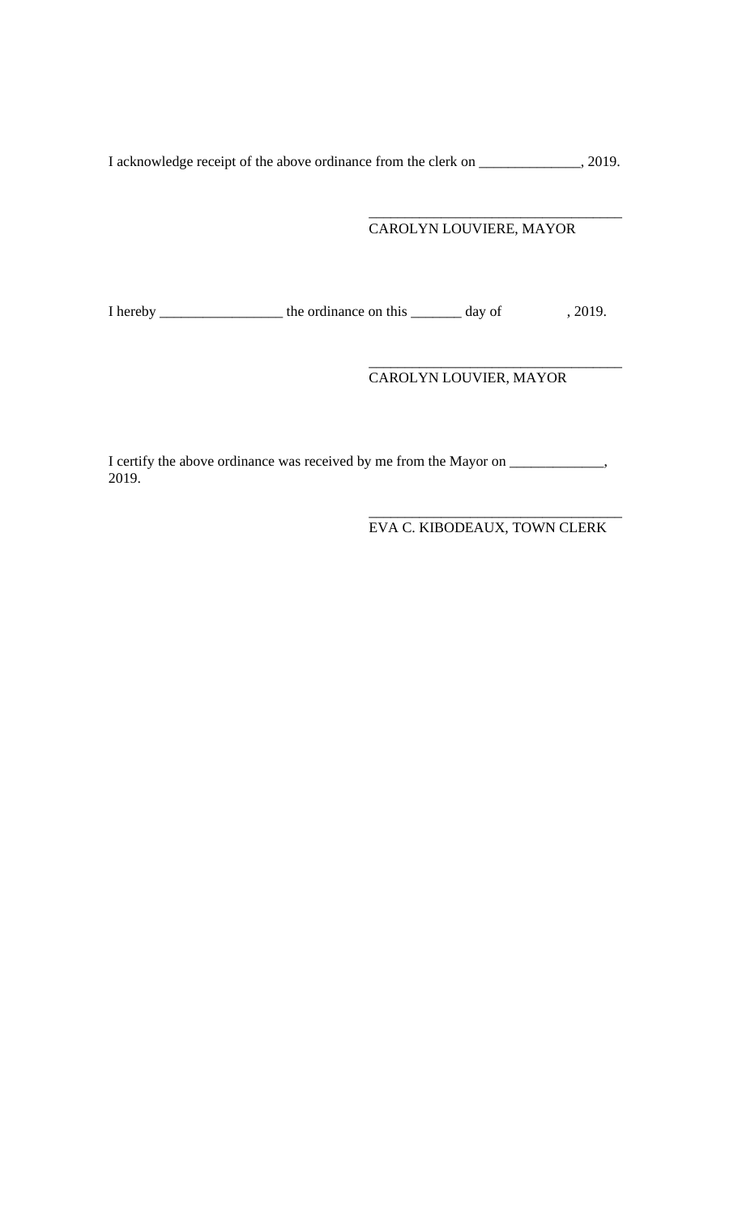I acknowledge receipt of the above ordinance from the clerk on ______________, 2019.

___________________________________
CAROLYN LOUVIERE, MAYOR

I hereby _________________ the ordinance on this _______ day of              , 2019.

___________________________________
CAROLYN LOUVIER, MAYOR

I certify the above ordinance was received by me from the Mayor on _____________, 2019.

___________________________________
EVA C. KIBODEAUX, TOWN CLERK